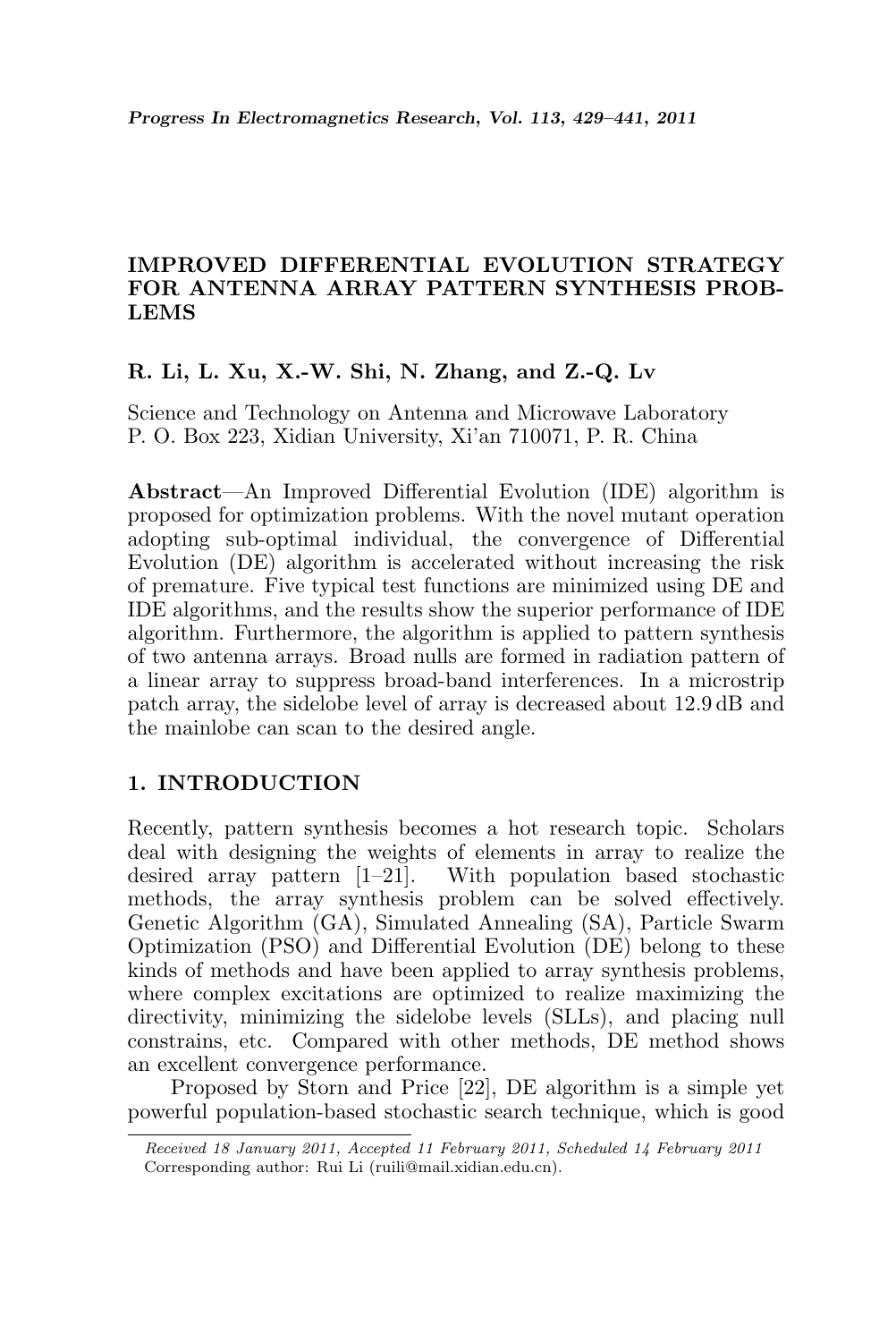# IMPROVED DIFFERENTIAL EVOLUTION STRATEGY FOR ANTENNA ARRAY PATTERN SYNTHESIS PROBLEMS

**R. Li, L. Xu, X.-W. Shi, N. Zhang, and Z.-Q. Lv**

Science and Technology on Antenna and Microwave Laboratory
P. O. Box 223, Xidian University, Xi'an 710071, P. R. China

**Abstract**—An Improved Differential Evolution (IDE) algorithm is proposed for optimization problems. With the novel mutant operation adopting sub-optimal individual, the convergence of Differential Evolution (DE) algorithm is accelerated without increasing the risk of premature. Five typical test functions are minimized using DE and IDE algorithms, and the results show the superior performance of IDE algorithm. Furthermore, the algorithm is applied to pattern synthesis of two antenna arrays. Broad nulls are formed in radiation pattern of a linear array to suppress broad-band interferences. In a microstrip patch array, the sidelobe level of array is decreased about 12.9 dB and the mainlobe can scan to the desired angle.

## 1. INTRODUCTION

Recently, pattern synthesis becomes a hot research topic. Scholars deal with designing the weights of elements in array to realize the desired array pattern [1–21]. With population based stochastic methods, the array synthesis problem can be solved effectively. Genetic Algorithm (GA), Simulated Annealing (SA), Particle Swarm Optimization (PSO) and Differential Evolution (DE) belong to these kinds of methods and have been applied to array synthesis problems, where complex excitations are optimized to realize maximizing the directivity, minimizing the sidelobe levels (SLLs), and placing null constrains, etc. Compared with other methods, DE method shows an excellent convergence performance.

Proposed by Storn and Price [22], DE algorithm is a simple yet powerful population-based stochastic search technique, which is good

*Received 18 January 2011, Accepted 11 February 2011, Scheduled 14 February 2011*
Corresponding author: Rui Li (ruili@mail.xidian.edu.cn).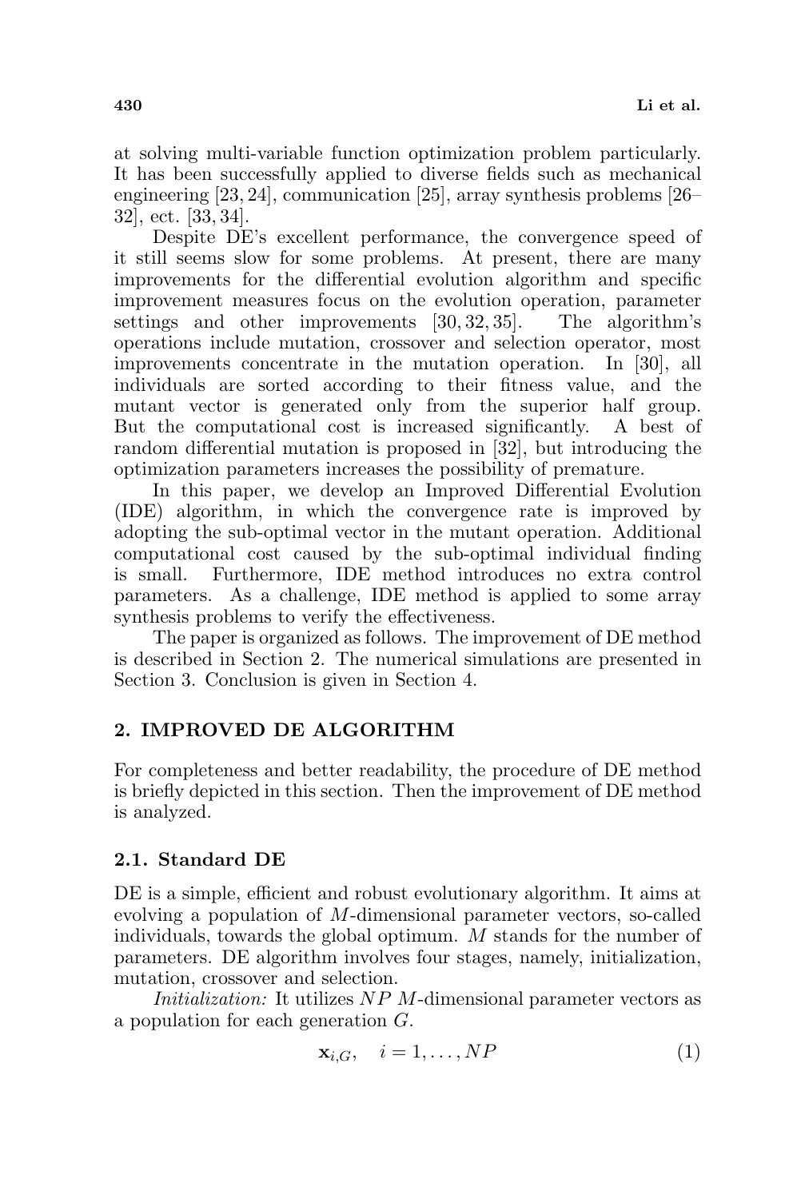at solving multi-variable function optimization problem particularly. It has been successfully applied to diverse fields such as mechanical engineering [23, 24], communication [25], array synthesis problems [26–32], ect. [33, 34].

Despite DE's excellent performance, the convergence speed of it still seems slow for some problems. At present, there are many improvements for the differential evolution algorithm and specific improvement measures focus on the evolution operation, parameter settings and other improvements [30, 32, 35]. The algorithm's operations include mutation, crossover and selection operator, most improvements concentrate in the mutation operation. In [30], all individuals are sorted according to their fitness value, and the mutant vector is generated only from the superior half group. But the computational cost is increased significantly. A best of random differential mutation is proposed in [32], but introducing the optimization parameters increases the possibility of premature.

In this paper, we develop an Improved Differential Evolution (IDE) algorithm, in which the convergence rate is improved by adopting the sub-optimal vector in the mutant operation. Additional computational cost caused by the sub-optimal individual finding is small. Furthermore, IDE method introduces no extra control parameters. As a challenge, IDE method is applied to some array synthesis problems to verify the effectiveness.

The paper is organized as follows. The improvement of DE method is described in Section 2. The numerical simulations are presented in Section 3. Conclusion is given in Section 4.

## 2. IMPROVED DE ALGORITHM

For completeness and better readability, the procedure of DE method is briefly depicted in this section. Then the improvement of DE method is analyzed.

### 2.1. Standard DE

DE is a simple, efficient and robust evolutionary algorithm. It aims at evolving a population of $M$-dimensional parameter vectors, so-called individuals, towards the global optimum. $M$ stands for the number of parameters. DE algorithm involves four stages, namely, initialization, mutation, crossover and selection.

*Initialization:* It utilizes $NP$ $M$-dimensional parameter vectors as a population for each generation $G$.

$$\mathbf{x}_{i,G}, \quad i = 1, \ldots, NP \tag{1}$$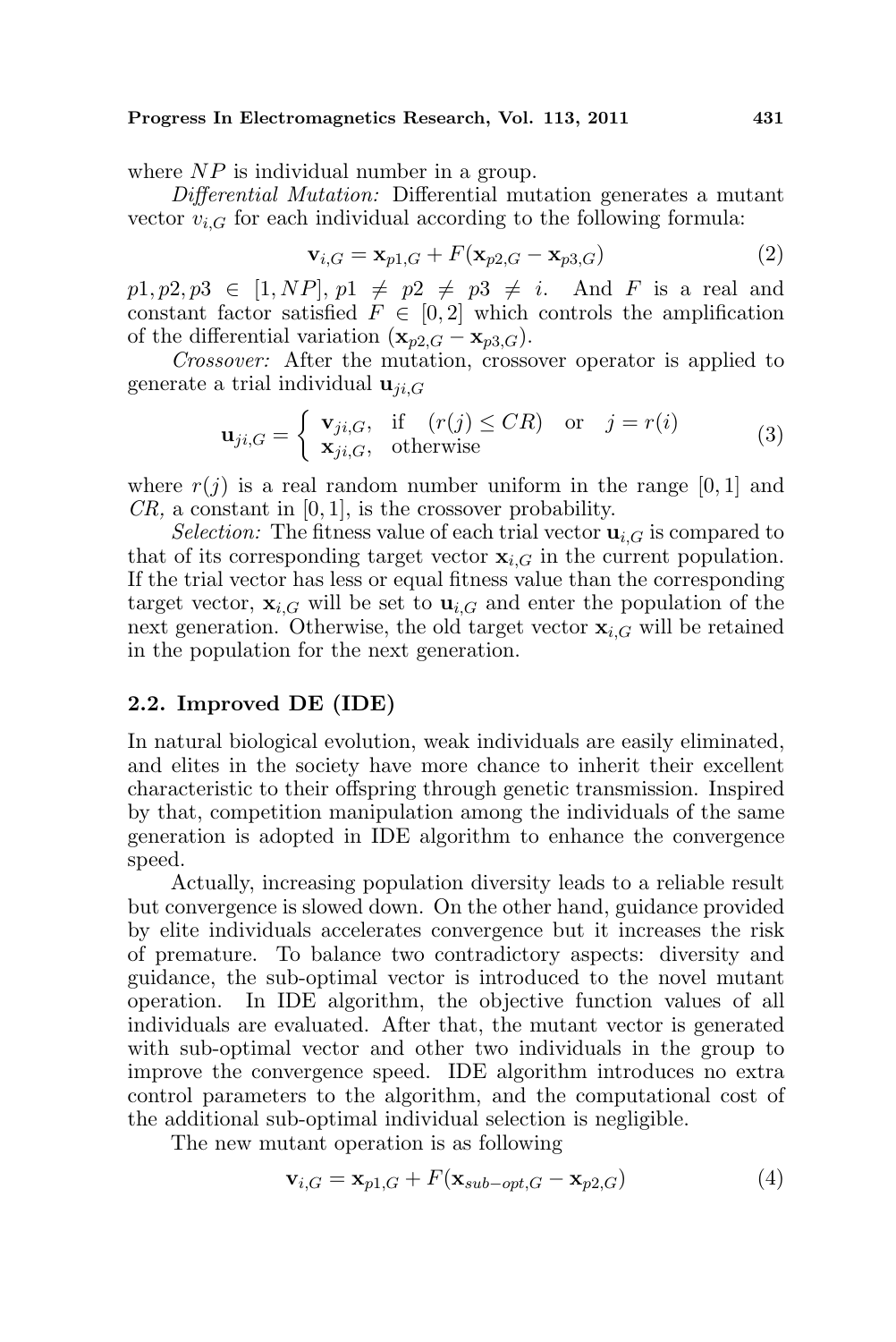where $NP$ is individual number in a group.

*Differential Mutation:* Differential mutation generates a mutant vector $v_{i,G}$ for each individual according to the following formula:

$$\mathbf{v}_{i,G} = \mathbf{x}_{p1,G} + F(\mathbf{x}_{p2,G} - \mathbf{x}_{p3,G}) \tag{2}$$

$p1, p2, p3 \in [1, NP]$, $p1 \neq p2 \neq p3 \neq i$. And $F$ is a real and constant factor satisfied $F \in [0, 2]$ which controls the amplification of the differential variation $(\mathbf{x}_{p2,G} - \mathbf{x}_{p3,G})$.

*Crossover:* After the mutation, crossover operator is applied to generate a trial individual $\mathbf{u}_{ji,G}$

$$\mathbf{u}_{ji,G} = \begin{cases} \mathbf{v}_{ji,G}, & \text{if} \quad (r(j) \leq CR) \quad \text{or} \quad j = r(i) \\ \mathbf{x}_{ji,G}, & \text{otherwise} \end{cases} \tag{3}$$

where $r(j)$ is a real random number uniform in the range $[0, 1]$ and $CR$, a constant in $[0, 1]$, is the crossover probability.

*Selection:* The fitness value of each trial vector $\mathbf{u}_{i,G}$ is compared to that of its corresponding target vector $\mathbf{x}_{i,G}$ in the current population. If the trial vector has less or equal fitness value than the corresponding target vector, $\mathbf{x}_{i,G}$ will be set to $\mathbf{u}_{i,G}$ and enter the population of the next generation. Otherwise, the old target vector $\mathbf{x}_{i,G}$ will be retained in the population for the next generation.

### 2.2. Improved DE (IDE)

In natural biological evolution, weak individuals are easily eliminated, and elites in the society have more chance to inherit their excellent characteristic to their offspring through genetic transmission. Inspired by that, competition manipulation among the individuals of the same generation is adopted in IDE algorithm to enhance the convergence speed.

Actually, increasing population diversity leads to a reliable result but convergence is slowed down. On the other hand, guidance provided by elite individuals accelerates convergence but it increases the risk of premature. To balance two contradictory aspects: diversity and guidance, the sub-optimal vector is introduced to the novel mutant operation. In IDE algorithm, the objective function values of all individuals are evaluated. After that, the mutant vector is generated with sub-optimal vector and other two individuals in the group to improve the convergence speed. IDE algorithm introduces no extra control parameters to the algorithm, and the computational cost of the additional sub-optimal individual selection is negligible.

The new mutant operation is as following

$$\mathbf{v}_{i,G} = \mathbf{x}_{p1,G} + F(\mathbf{x}_{sub-opt,G} - \mathbf{x}_{p2,G}) \tag{4}$$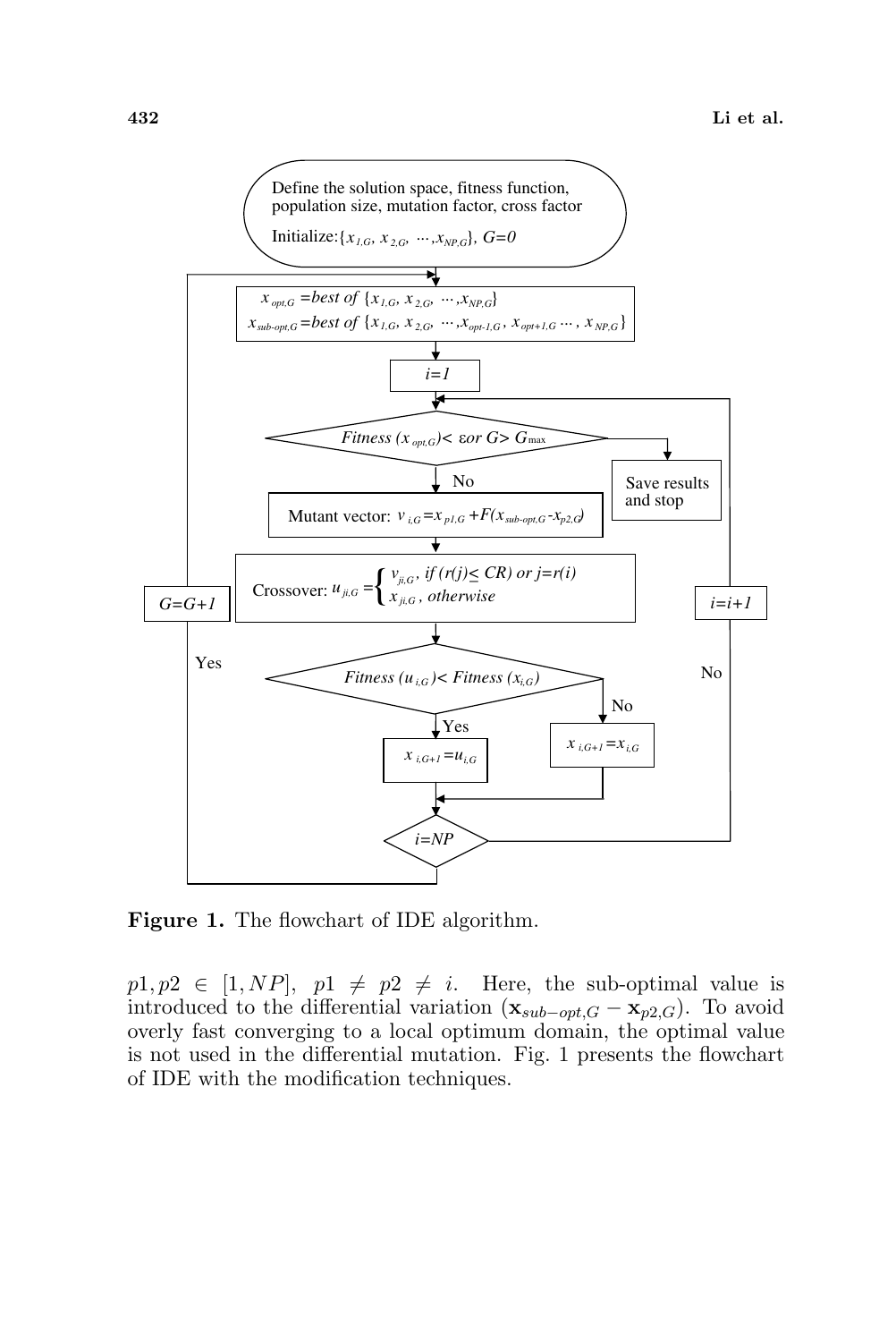**Figure 1.** The flowchart of IDE algorithm.

$p1, p2 \in [1, NP]$, $p1 \neq p2 \neq i$. Here, the sub-optimal value is introduced to the differential variation $(\mathbf{x}_{sub-opt,G} - \mathbf{x}_{p2,G})$. To avoid overly fast converging to a local optimum domain, the optimal value is not used in the differential mutation. Fig. 1 presents the flowchart of IDE with the modification techniques.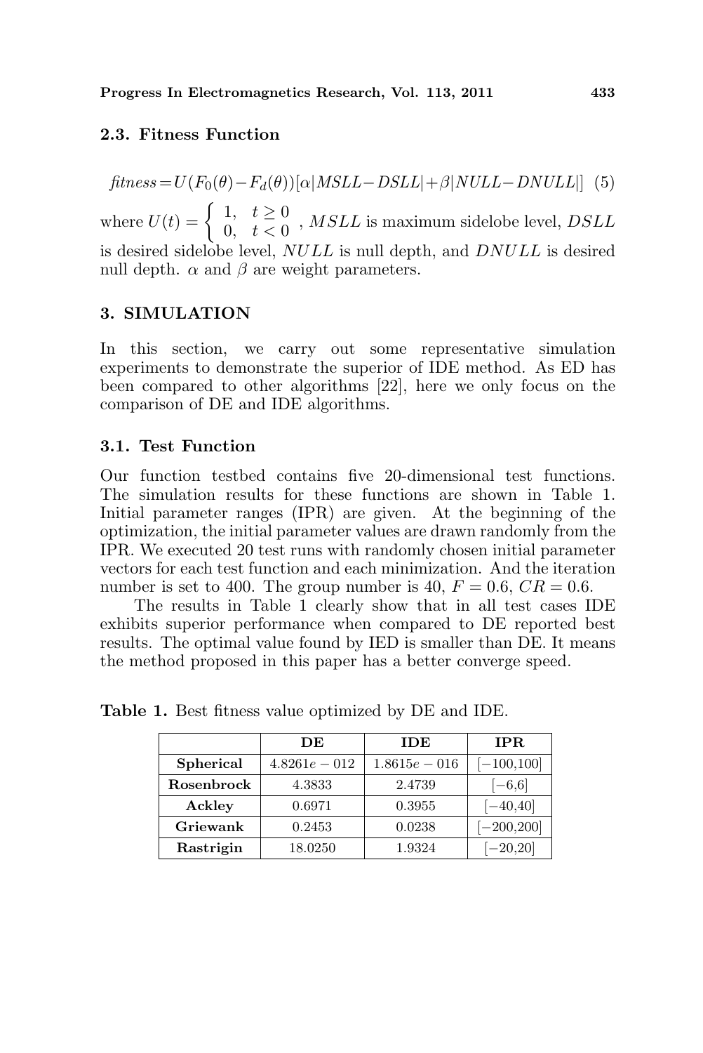### 2.3. Fitness Function

$$fitness = U(F_0(\theta) - F_d(\theta))[\alpha|MSLL - DSLL| + \beta|NULL - DNULL|] \quad (5)$$

where $U(t) = \begin{cases} 1, & t \geq 0 \\ 0, & t < 0 \end{cases}$, $MSLL$ is maximum sidelobe level, $DSLL$ is desired sidelobe level, $NULL$ is null depth, and $DNULL$ is desired null depth. $\alpha$ and $\beta$ are weight parameters.

## 3. SIMULATION

In this section, we carry out some representative simulation experiments to demonstrate the superior of IDE method. As ED has been compared to other algorithms [22], here we only focus on the comparison of DE and IDE algorithms.

### 3.1. Test Function

Our function testbed contains five 20-dimensional test functions. The simulation results for these functions are shown in Table 1. Initial parameter ranges (IPR) are given. At the beginning of the optimization, the initial parameter values are drawn randomly from the IPR. We executed 20 test runs with randomly chosen initial parameter vectors for each test function and each minimization. And the iteration number is set to 400. The group number is 40, $F = 0.6$, $CR = 0.6$.

The results in Table 1 clearly show that in all test cases IDE exhibits superior performance when compared to DE reported best results. The optimal value found by IED is smaller than DE. It means the method proposed in this paper has a better converge speed.

**Table 1.** Best fitness value optimized by DE and IDE.

| | **DE** | **IDE** | **IPR** |
|---|---|---|---|
| **Spherical** | $4.8261e-012$ | $1.8615e-016$ | [−100,100] |
| **Rosenbrock** | 4.3833 | 2.4739 | [−6,6] |
| **Ackley** | 0.6971 | 0.3955 | [−40,40] |
| **Griewank** | 0.2453 | 0.0238 | [−200,200] |
| **Rastrigin** | 18.0250 | 1.9324 | [−20,20] |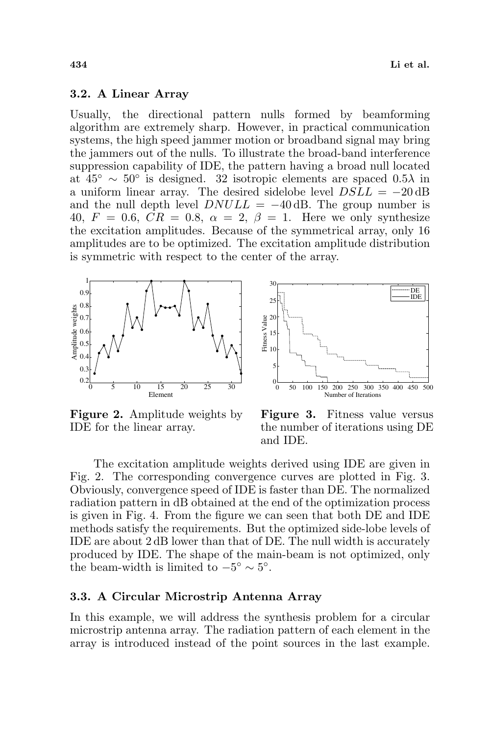### 3.2. A Linear Array

Usually, the directional pattern nulls formed by beamforming algorithm are extremely sharp. However, in practical communication systems, the high speed jammer motion or broadband signal may bring the jammers out of the nulls. To illustrate the broad-band interference suppression capability of IDE, the pattern having a broad null located at $45^\circ \sim 50^\circ$ is designed. 32 isotropic elements are spaced $0.5\lambda$ in a uniform linear array. The desired sidelobe level $DSLL = -20\,\text{dB}$ and the null depth level $DNULL = -40\,\text{dB}$. The group number is 40, $F = 0.6$, $CR = 0.8$, $\alpha = 2$, $\beta = 1$. Here we only synthesize the excitation amplitudes. Because of the symmetrical array, only 16 amplitudes are to be optimized. The excitation amplitude distribution is symmetric with respect to the center of the array.

**Figure 2.** Amplitude weights by IDE for the linear array.

**Figure 3.** Fitness value versus the number of iterations using DE and IDE.

The excitation amplitude weights derived using IDE are given in Fig. 2. The corresponding convergence curves are plotted in Fig. 3. Obviously, convergence speed of IDE is faster than DE. The normalized radiation pattern in dB obtained at the end of the optimization process is given in Fig. 4. From the figure we can seen that both DE and IDE methods satisfy the requirements. But the optimized side-lobe levels of IDE are about 2 dB lower than that of DE. The null width is accurately produced by IDE. The shape of the main-beam is not optimized, only the beam-width is limited to $-5^\circ \sim 5^\circ$.

### 3.3. A Circular Microstrip Antenna Array

In this example, we will address the synthesis problem for a circular microstrip antenna array. The radiation pattern of each element in the array is introduced instead of the point sources in the last example.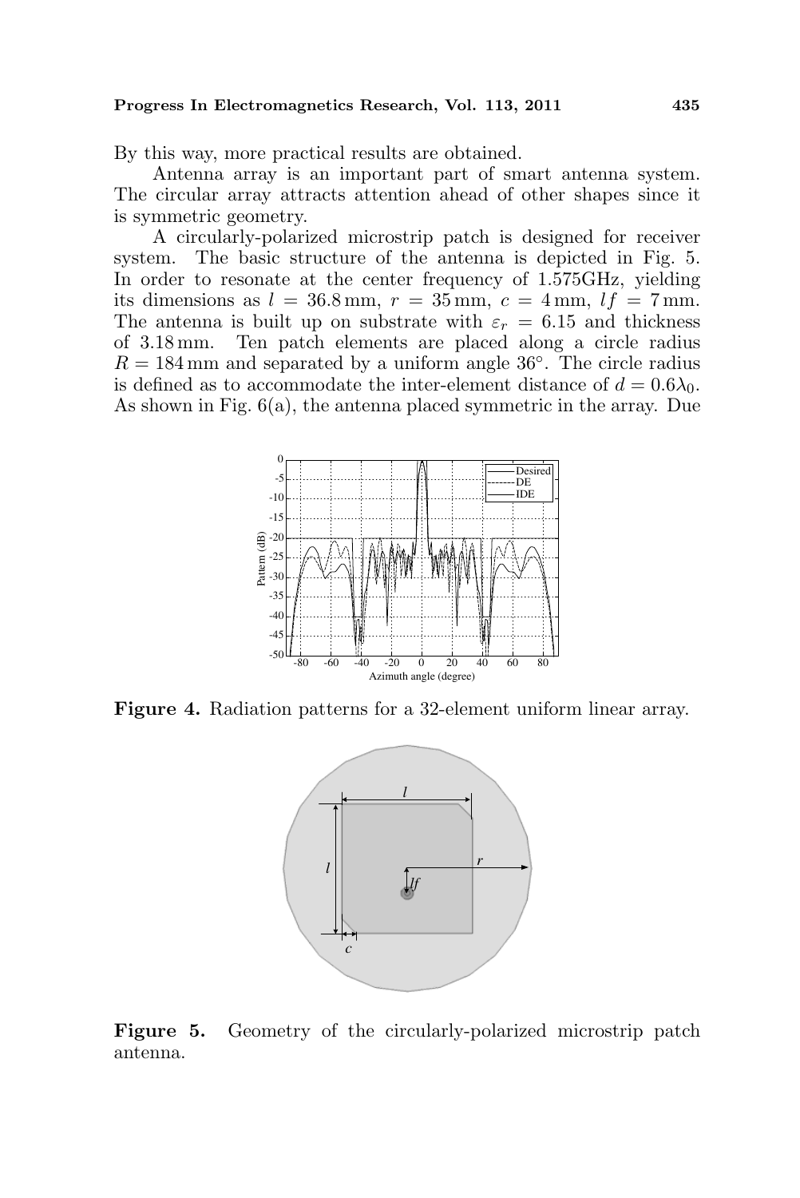By this way, more practical results are obtained.

Antenna array is an important part of smart antenna system. The circular array attracts attention ahead of other shapes since it is symmetric geometry.

A circularly-polarized microstrip patch is designed for receiver system. The basic structure of the antenna is depicted in Fig. 5. In order to resonate at the center frequency of 1.575GHz, yielding its dimensions as $l = 36.8$ mm, $r = 35$ mm, $c = 4$ mm, $lf = 7$ mm. The antenna is built up on substrate with $\varepsilon_r = 6.15$ and thickness of 3.18 mm. Ten patch elements are placed along a circle radius $R = 184$ mm and separated by a uniform angle 36°. The circle radius is defined as to accommodate the inter-element distance of $d = 0.6\lambda_0$. As shown in Fig. 6(a), the antenna placed symmetric in the array. Due

**Figure 4.** Radiation patterns for a 32-element uniform linear array.

**Figure 5.** Geometry of the circularly-polarized microstrip patch antenna.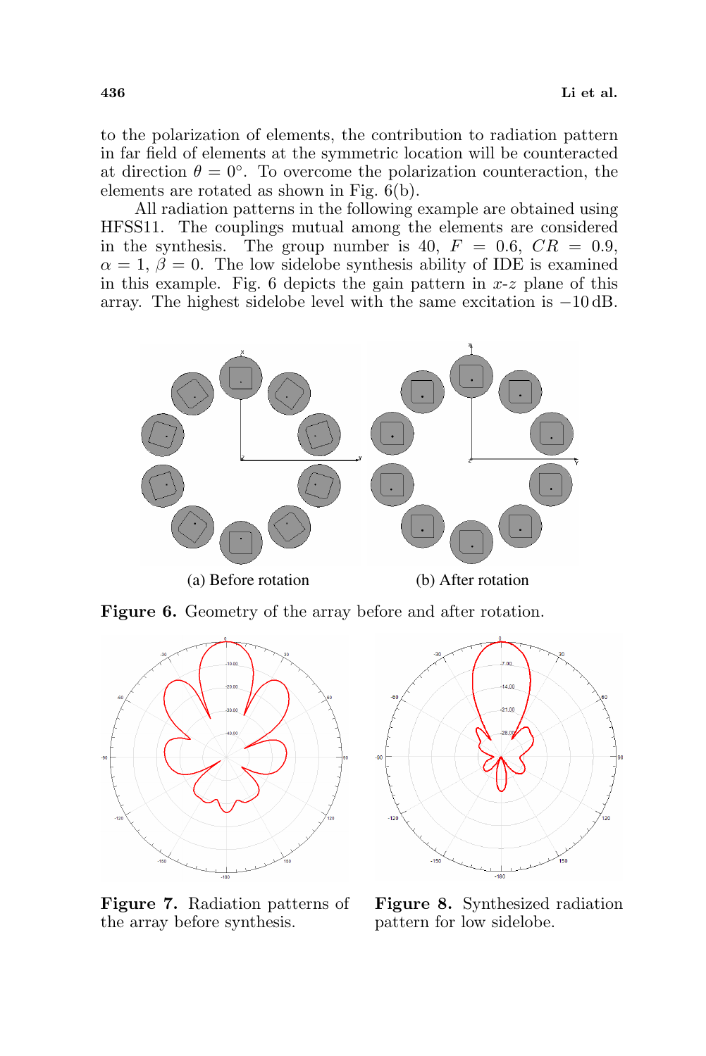to the polarization of elements, the contribution to radiation pattern in far field of elements at the symmetric location will be counteracted at direction $\theta = 0°$. To overcome the polarization counteraction, the elements are rotated as shown in Fig. 6(b).

All radiation patterns in the following example are obtained using HFSS11. The couplings mutual among the elements are considered in the synthesis. The group number is 40, $F = 0.6$, $CR = 0.9$, $\alpha = 1$, $\beta = 0$. The low sidelobe synthesis ability of IDE is examined in this example. Fig. 6 depicts the gain pattern in $x$-$z$ plane of this array. The highest sidelobe level with the same excitation is $-10$ dB.

(a) Before rotation

(b) After rotation

**Figure 6.** Geometry of the array before and after rotation.

**Figure 7.** Radiation patterns of the array before synthesis.

**Figure 8.** Synthesized radiation pattern for low sidelobe.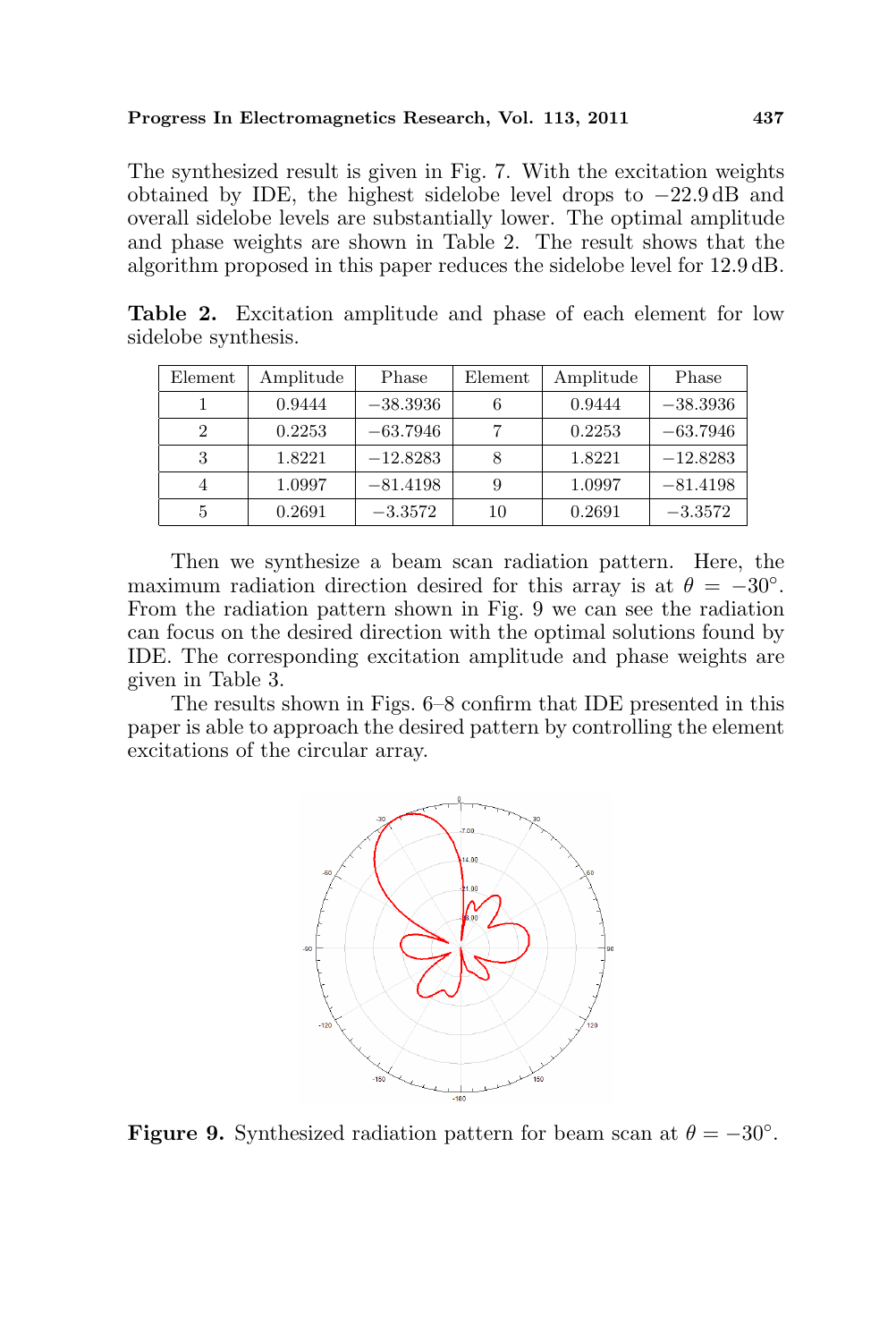The synthesized result is given in Fig. 7. With the excitation weights obtained by IDE, the highest sidelobe level drops to $-22.9$ dB and overall sidelobe levels are substantially lower. The optimal amplitude and phase weights are shown in Table 2. The result shows that the algorithm proposed in this paper reduces the sidelobe level for 12.9 dB.

**Table 2.** Excitation amplitude and phase of each element for low sidelobe synthesis.

| Element | Amplitude | Phase | Element | Amplitude | Phase |
|---|---|---|---|---|---|
| 1 | 0.9444 | −38.3936 | 6 | 0.9444 | −38.3936 |
| 2 | 0.2253 | −63.7946 | 7 | 0.2253 | −63.7946 |
| 3 | 1.8221 | −12.8283 | 8 | 1.8221 | −12.8283 |
| 4 | 1.0997 | −81.4198 | 9 | 1.0997 | −81.4198 |
| 5 | 0.2691 | −3.3572 | 10 | 0.2691 | −3.3572 |

Then we synthesize a beam scan radiation pattern. Here, the maximum radiation direction desired for this array is at $\theta = -30^\circ$. From the radiation pattern shown in Fig. 9 we can see the radiation can focus on the desired direction with the optimal solutions found by IDE. The corresponding excitation amplitude and phase weights are given in Table 3.

The results shown in Figs. 6–8 confirm that IDE presented in this paper is able to approach the desired pattern by controlling the element excitations of the circular array.

**Figure 9.** Synthesized radiation pattern for beam scan at $\theta = -30^\circ$.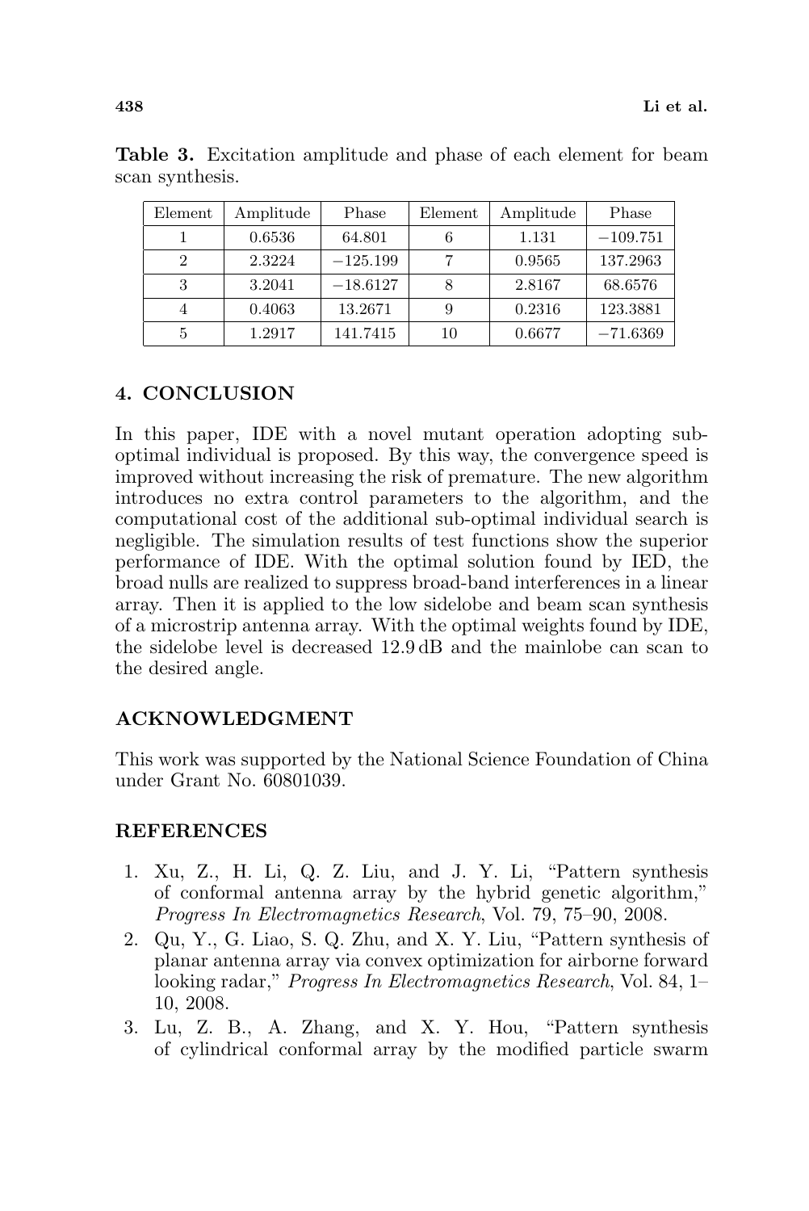**Table 3.** Excitation amplitude and phase of each element for beam scan synthesis.

| Element | Amplitude | Phase | Element | Amplitude | Phase |
|---|---|---|---|---|---|
| 1 | 0.6536 | 64.801 | 6 | 1.131 | −109.751 |
| 2 | 2.3224 | −125.199 | 7 | 0.9565 | 137.2963 |
| 3 | 3.2041 | −18.6127 | 8 | 2.8167 | 68.6576 |
| 4 | 0.4063 | 13.2671 | 9 | 0.2316 | 123.3881 |
| 5 | 1.2917 | 141.7415 | 10 | 0.6677 | −71.6369 |

## 4. CONCLUSION

In this paper, IDE with a novel mutant operation adopting sub-optimal individual is proposed. By this way, the convergence speed is improved without increasing the risk of premature. The new algorithm introduces no extra control parameters to the algorithm, and the computational cost of the additional sub-optimal individual search is negligible. The simulation results of test functions show the superior performance of IDE. With the optimal solution found by IED, the broad nulls are realized to suppress broad-band interferences in a linear array. Then it is applied to the low sidelobe and beam scan synthesis of a microstrip antenna array. With the optimal weights found by IDE, the sidelobe level is decreased 12.9 dB and the mainlobe can scan to the desired angle.

## ACKNOWLEDGMENT

This work was supported by the National Science Foundation of China under Grant No. 60801039.

## REFERENCES

1. Xu, Z., H. Li, Q. Z. Liu, and J. Y. Li, "Pattern synthesis of conformal antenna array by the hybrid genetic algorithm," *Progress In Electromagnetics Research*, Vol. 79, 75–90, 2008.
2. Qu, Y., G. Liao, S. Q. Zhu, and X. Y. Liu, "Pattern synthesis of planar antenna array via convex optimization for airborne forward looking radar," *Progress In Electromagnetics Research*, Vol. 84, 1–10, 2008.
3. Lu, Z. B., A. Zhang, and X. Y. Hou, "Pattern synthesis of cylindrical conformal array by the modified particle swarm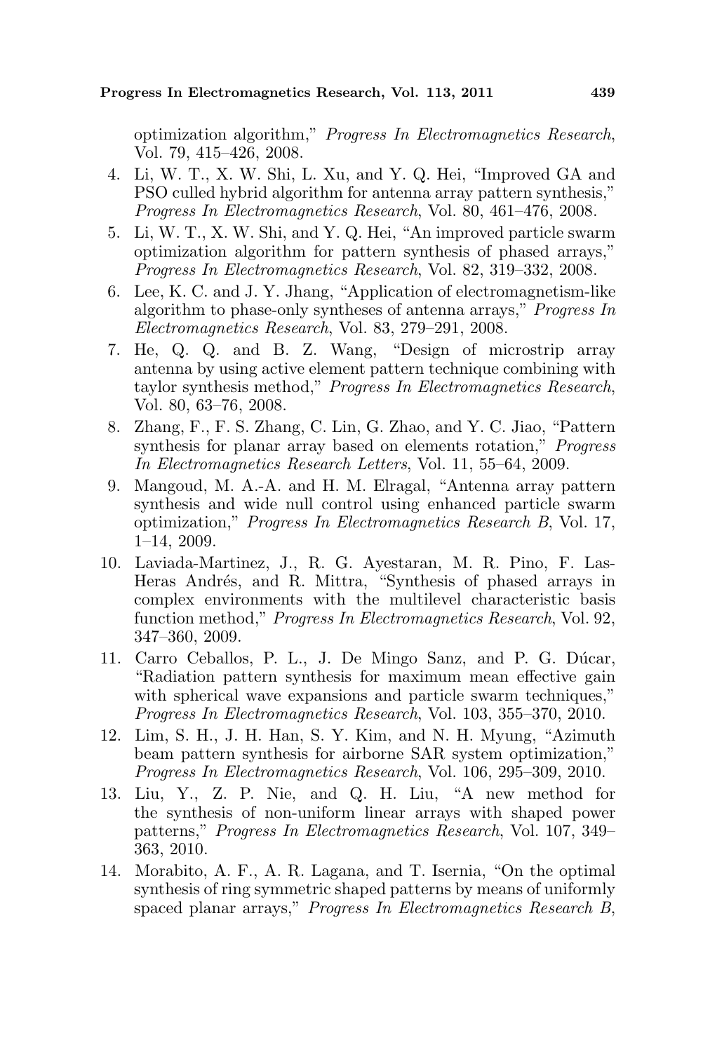optimization algorithm," *Progress In Electromagnetics Research*, Vol. 79, 415–426, 2008.

4. Li, W. T., X. W. Shi, L. Xu, and Y. Q. Hei, "Improved GA and PSO culled hybrid algorithm for antenna array pattern synthesis," *Progress In Electromagnetics Research*, Vol. 80, 461–476, 2008.
5. Li, W. T., X. W. Shi, and Y. Q. Hei, "An improved particle swarm optimization algorithm for pattern synthesis of phased arrays," *Progress In Electromagnetics Research*, Vol. 82, 319–332, 2008.
6. Lee, K. C. and J. Y. Jhang, "Application of electromagnetism-like algorithm to phase-only syntheses of antenna arrays," *Progress In Electromagnetics Research*, Vol. 83, 279–291, 2008.
7. He, Q. Q. and B. Z. Wang, "Design of microstrip array antenna by using active element pattern technique combining with taylor synthesis method," *Progress In Electromagnetics Research*, Vol. 80, 63–76, 2008.
8. Zhang, F., F. S. Zhang, C. Lin, G. Zhao, and Y. C. Jiao, "Pattern synthesis for planar array based on elements rotation," *Progress In Electromagnetics Research Letters*, Vol. 11, 55–64, 2009.
9. Mangoud, M. A.-A. and H. M. Elragal, "Antenna array pattern synthesis and wide null control using enhanced particle swarm optimization," *Progress In Electromagnetics Research B*, Vol. 17, 1–14, 2009.
10. Laviada-Martinez, J., R. G. Ayestaran, M. R. Pino, F. Las-Heras Andrés, and R. Mittra, "Synthesis of phased arrays in complex environments with the multilevel characteristic basis function method," *Progress In Electromagnetics Research*, Vol. 92, 347–360, 2009.
11. Carro Ceballos, P. L., J. De Mingo Sanz, and P. G. Dúcar, "Radiation pattern synthesis for maximum mean effective gain with spherical wave expansions and particle swarm techniques," *Progress In Electromagnetics Research*, Vol. 103, 355–370, 2010.
12. Lim, S. H., J. H. Han, S. Y. Kim, and N. H. Myung, "Azimuth beam pattern synthesis for airborne SAR system optimization," *Progress In Electromagnetics Research*, Vol. 106, 295–309, 2010.
13. Liu, Y., Z. P. Nie, and Q. H. Liu, "A new method for the synthesis of non-uniform linear arrays with shaped power patterns," *Progress In Electromagnetics Research*, Vol. 107, 349–363, 2010.
14. Morabito, A. F., A. R. Lagana, and T. Isernia, "On the optimal synthesis of ring symmetric shaped patterns by means of uniformly spaced planar arrays," *Progress In Electromagnetics Research B*,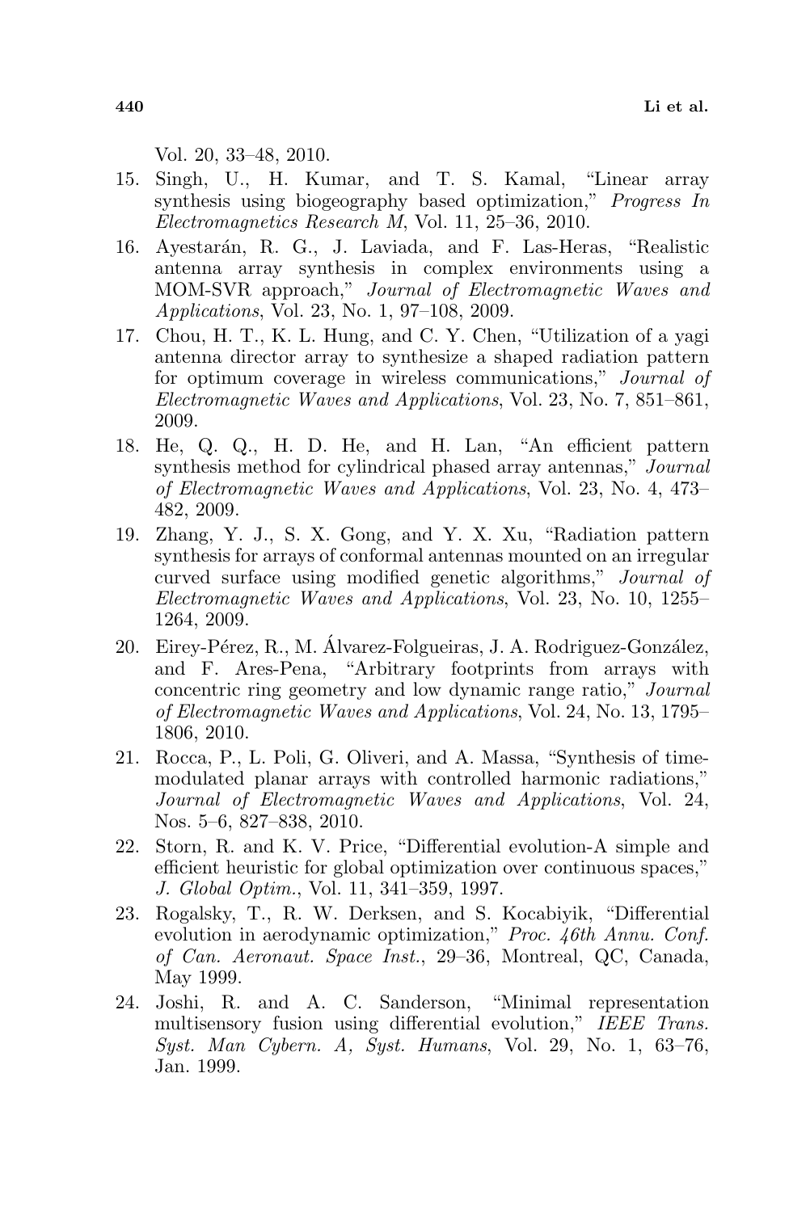Vol. 20, 33–48, 2010.

15. Singh, U., H. Kumar, and T. S. Kamal, "Linear array synthesis using biogeography based optimization," *Progress In Electromagnetics Research M*, Vol. 11, 25–36, 2010.
16. Ayestarán, R. G., J. Laviada, and F. Las-Heras, "Realistic antenna array synthesis in complex environments using a MOM-SVR approach," *Journal of Electromagnetic Waves and Applications*, Vol. 23, No. 1, 97–108, 2009.
17. Chou, H. T., K. L. Hung, and C. Y. Chen, "Utilization of a yagi antenna director array to synthesize a shaped radiation pattern for optimum coverage in wireless communications," *Journal of Electromagnetic Waves and Applications*, Vol. 23, No. 7, 851–861, 2009.
18. He, Q. Q., H. D. He, and H. Lan, "An efficient pattern synthesis method for cylindrical phased array antennas," *Journal of Electromagnetic Waves and Applications*, Vol. 23, No. 4, 473–482, 2009.
19. Zhang, Y. J., S. X. Gong, and Y. X. Xu, "Radiation pattern synthesis for arrays of conformal antennas mounted on an irregular curved surface using modified genetic algorithms," *Journal of Electromagnetic Waves and Applications*, Vol. 23, No. 10, 1255–1264, 2009.
20. Eirey-Pérez, R., M. Álvarez-Folgueiras, J. A. Rodriguez-González, and F. Ares-Pena, "Arbitrary footprints from arrays with concentric ring geometry and low dynamic range ratio," *Journal of Electromagnetic Waves and Applications*, Vol. 24, No. 13, 1795–1806, 2010.
21. Rocca, P., L. Poli, G. Oliveri, and A. Massa, "Synthesis of time-modulated planar arrays with controlled harmonic radiations," *Journal of Electromagnetic Waves and Applications*, Vol. 24, Nos. 5–6, 827–838, 2010.
22. Storn, R. and K. V. Price, "Differential evolution-A simple and efficient heuristic for global optimization over continuous spaces," *J. Global Optim.*, Vol. 11, 341–359, 1997.
23. Rogalsky, T., R. W. Derksen, and S. Kocabiyik, "Differential evolution in aerodynamic optimization," *Proc. 46th Annu. Conf. of Can. Aeronaut. Space Inst.*, 29–36, Montreal, QC, Canada, May 1999.
24. Joshi, R. and A. C. Sanderson, "Minimal representation multisensory fusion using differential evolution," *IEEE Trans. Syst. Man Cybern. A, Syst. Humans*, Vol. 29, No. 1, 63–76, Jan. 1999.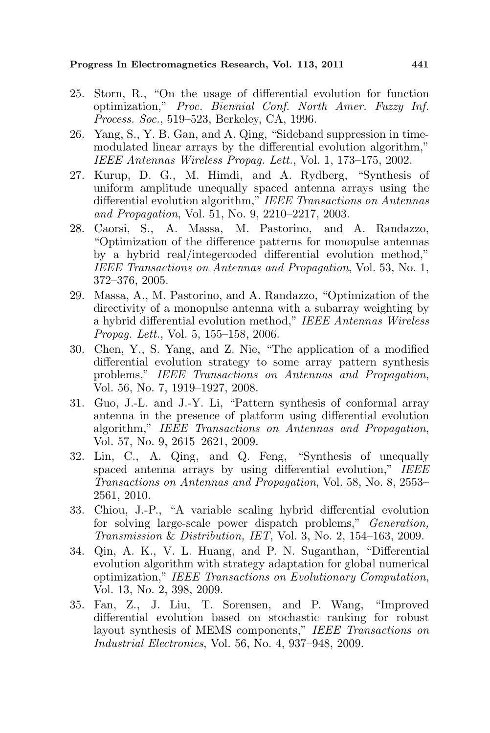25. Storn, R., "On the usage of differential evolution for function optimization," *Proc. Biennial Conf. North Amer. Fuzzy Inf. Process. Soc.*, 519–523, Berkeley, CA, 1996.
26. Yang, S., Y. B. Gan, and A. Qing, "Sideband suppression in time-modulated linear arrays by the differential evolution algorithm," *IEEE Antennas Wireless Propag. Lett.*, Vol. 1, 173–175, 2002.
27. Kurup, D. G., M. Himdi, and A. Rydberg, "Synthesis of uniform amplitude unequally spaced antenna arrays using the differential evolution algorithm," *IEEE Transactions on Antennas and Propagation*, Vol. 51, No. 9, 2210–2217, 2003.
28. Caorsi, S., A. Massa, M. Pastorino, and A. Randazzo, "Optimization of the difference patterns for monopulse antennas by a hybrid real/integercoded differential evolution method," *IEEE Transactions on Antennas and Propagation*, Vol. 53, No. 1, 372–376, 2005.
29. Massa, A., M. Pastorino, and A. Randazzo, "Optimization of the directivity of a monopulse antenna with a subarray weighting by a hybrid differential evolution method," *IEEE Antennas Wireless Propag. Lett.*, Vol. 5, 155–158, 2006.
30. Chen, Y., S. Yang, and Z. Nie, "The application of a modified differential evolution strategy to some array pattern synthesis problems," *IEEE Transactions on Antennas and Propagation*, Vol. 56, No. 7, 1919–1927, 2008.
31. Guo, J.-L. and J.-Y. Li, "Pattern synthesis of conformal array antenna in the presence of platform using differential evolution algorithm," *IEEE Transactions on Antennas and Propagation*, Vol. 57, No. 9, 2615–2621, 2009.
32. Lin, C., A. Qing, and Q. Feng, "Synthesis of unequally spaced antenna arrays by using differential evolution," *IEEE Transactions on Antennas and Propagation*, Vol. 58, No. 8, 2553–2561, 2010.
33. Chiou, J.-P., "A variable scaling hybrid differential evolution for solving large-scale power dispatch problems," *Generation, Transmission & Distribution, IET*, Vol. 3, No. 2, 154–163, 2009.
34. Qin, A. K., V. L. Huang, and P. N. Suganthan, "Differential evolution algorithm with strategy adaptation for global numerical optimization," *IEEE Transactions on Evolutionary Computation*, Vol. 13, No. 2, 398, 2009.
35. Fan, Z., J. Liu, T. Sorensen, and P. Wang, "Improved differential evolution based on stochastic ranking for robust layout synthesis of MEMS components," *IEEE Transactions on Industrial Electronics*, Vol. 56, No. 4, 937–948, 2009.